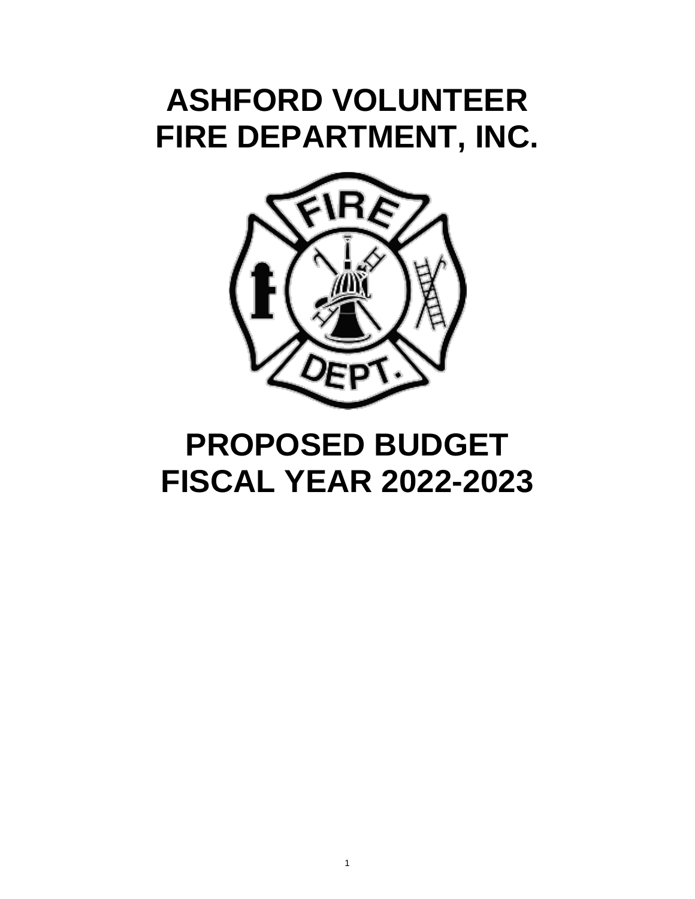# ASHFORD VOLUNTEER FIRE DEPARTMENT, INC.

# PROPOSED BUDGET FISCAL YEAR 2022-2023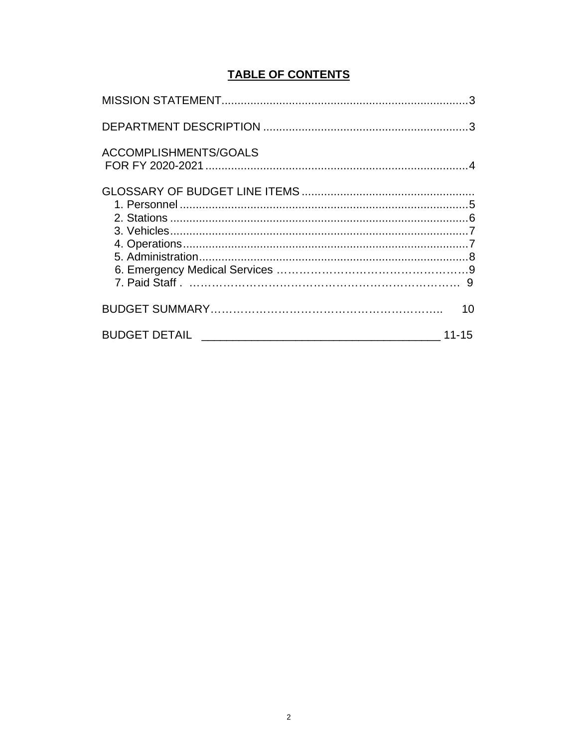# TABLE OF CONTENTS

MISSION STATEMENT............................................................................3

DEPARTMENT DESCRIPTION ................................................................3

ACCOMPLISHMENTS/GOALS
FOR FY 2020-2021..................................................................................4

GLOSSARY OF BUDGET LINE ITEMS.....................................................

1. Personnel..........................................................................................5
2. Stations.............................................................................................6
3. Vehicles............................................................................................7
4. Operations........................................................................................7
5. Administration...................................................................................8
6. Emergency Medical Services ……………………………………………9
7. Paid Staff . ………………………………………………………………… 9

BUDGET SUMMARY……………………………………………………….. 10

BUDGET DETAIL _____________________________________ 11-15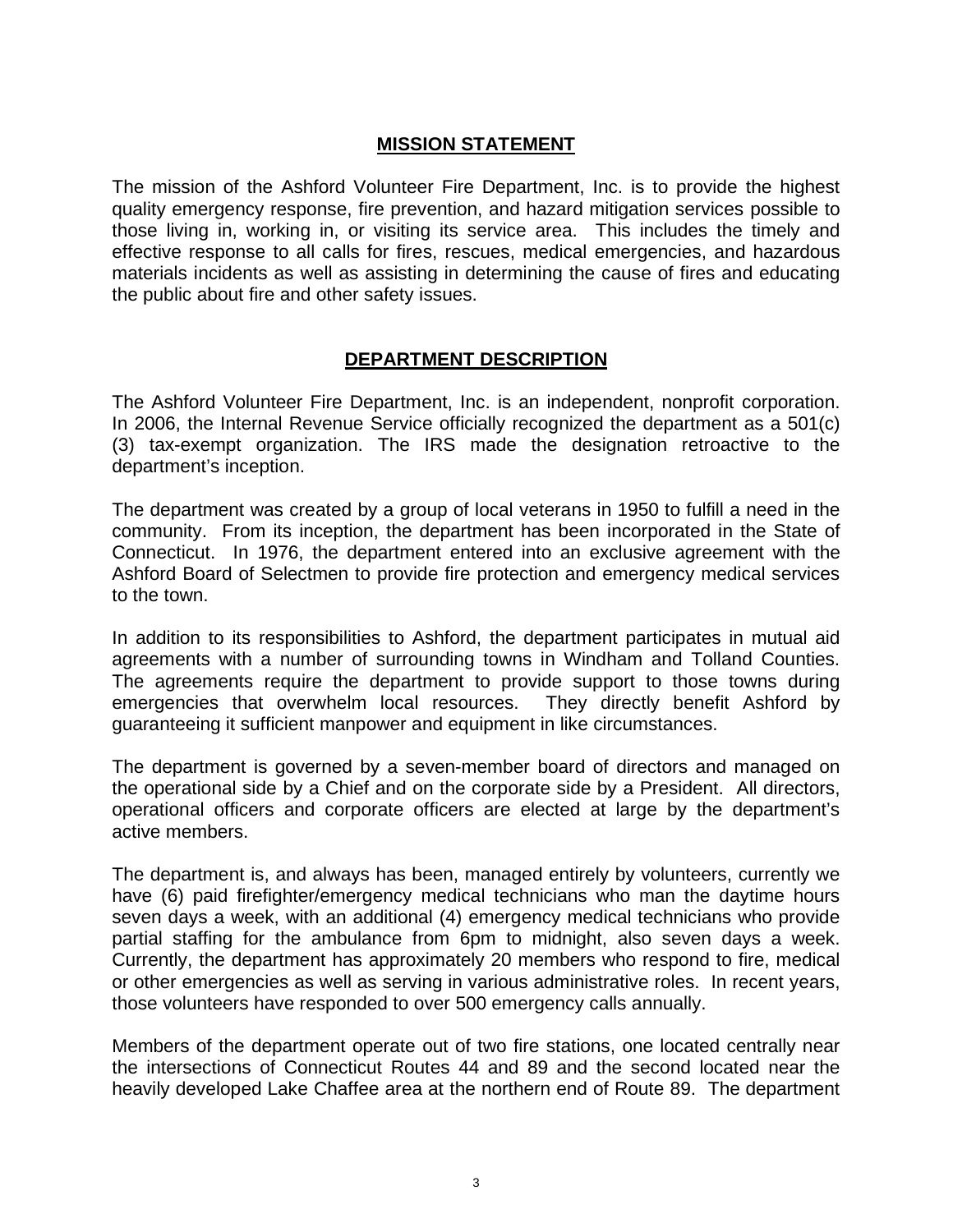## MISSION STATEMENT

The mission of the Ashford Volunteer Fire Department, Inc. is to provide the highest quality emergency response, fire prevention, and hazard mitigation services possible to those living in, working in, or visiting its service area. This includes the timely and effective response to all calls for fires, rescues, medical emergencies, and hazardous materials incidents as well as assisting in determining the cause of fires and educating the public about fire and other safety issues.

## DEPARTMENT DESCRIPTION

The Ashford Volunteer Fire Department, Inc. is an independent, nonprofit corporation. In 2006, the Internal Revenue Service officially recognized the department as a 501(c)(3) tax-exempt organization. The IRS made the designation retroactive to the department's inception.

The department was created by a group of local veterans in 1950 to fulfill a need in the community. From its inception, the department has been incorporated in the State of Connecticut. In 1976, the department entered into an exclusive agreement with the Ashford Board of Selectmen to provide fire protection and emergency medical services to the town.

In addition to its responsibilities to Ashford, the department participates in mutual aid agreements with a number of surrounding towns in Windham and Tolland Counties. The agreements require the department to provide support to those towns during emergencies that overwhelm local resources. They directly benefit Ashford by guaranteeing it sufficient manpower and equipment in like circumstances.

The department is governed by a seven-member board of directors and managed on the operational side by a Chief and on the corporate side by a President. All directors, operational officers and corporate officers are elected at large by the department's active members.

The department is, and always has been, managed entirely by volunteers, currently we have (6) paid firefighter/emergency medical technicians who man the daytime hours seven days a week, with an additional (4) emergency medical technicians who provide partial staffing for the ambulance from 6pm to midnight, also seven days a week. Currently, the department has approximately 20 members who respond to fire, medical or other emergencies as well as serving in various administrative roles. In recent years, those volunteers have responded to over 500 emergency calls annually.

Members of the department operate out of two fire stations, one located centrally near the intersections of Connecticut Routes 44 and 89 and the second located near the heavily developed Lake Chaffee area at the northern end of Route 89. The department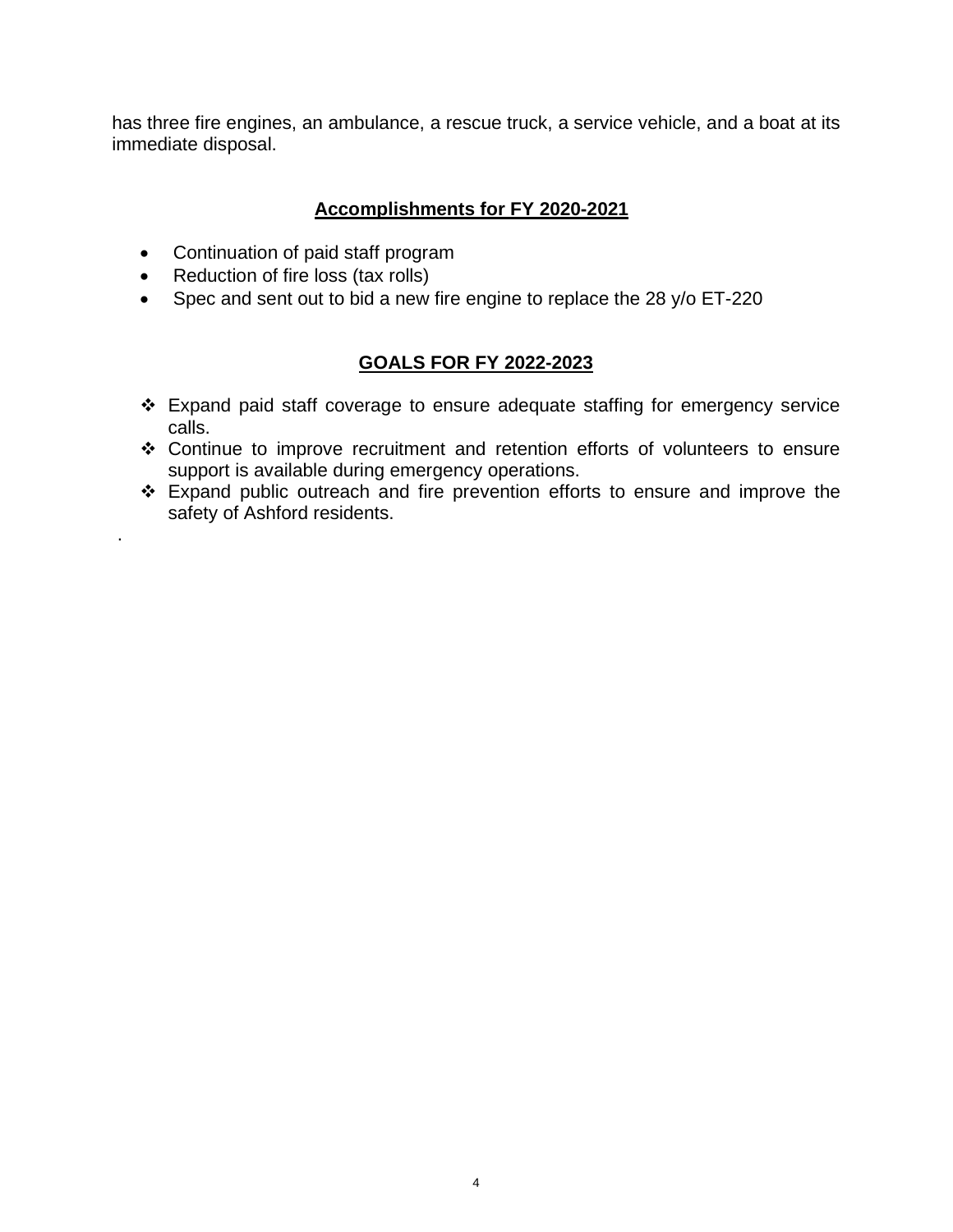has three fire engines, an ambulance, a rescue truck, a service vehicle, and a boat at its immediate disposal.

## Accomplishments for FY 2020-2021

- Continuation of paid staff program
- Reduction of fire loss (tax rolls)
- Spec and sent out to bid a new fire engine to replace the 28 y/o ET-220

## GOALS FOR FY 2022-2023

- Expand paid staff coverage to ensure adequate staffing for emergency service calls.
- Continue to improve recruitment and retention efforts of volunteers to ensure support is available during emergency operations.
- Expand public outreach and fire prevention efforts to ensure and improve the safety of Ashford residents.

.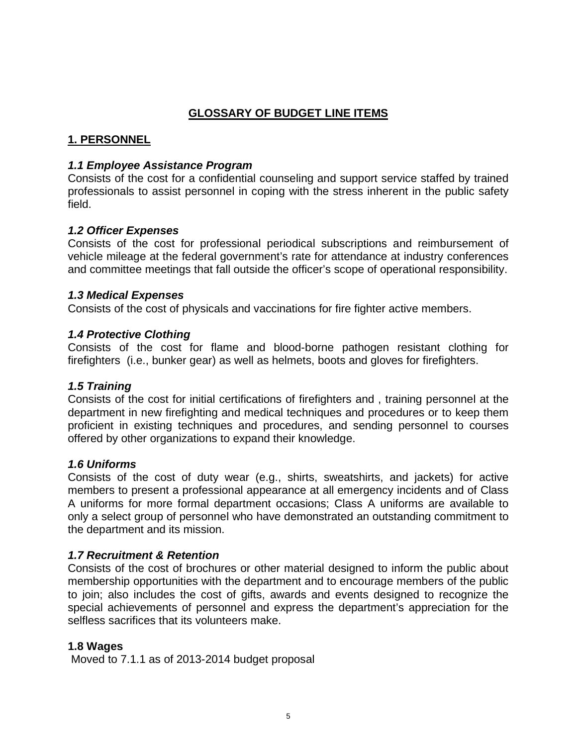# GLOSSARY OF BUDGET LINE ITEMS

## 1. PERSONNEL

### *1.1 Employee Assistance Program*

Consists of the cost for a confidential counseling and support service staffed by trained professionals to assist personnel in coping with the stress inherent in the public safety field.

### *1.2 Officer Expenses*

Consists of the cost for professional periodical subscriptions and reimbursement of vehicle mileage at the federal government's rate for attendance at industry conferences and committee meetings that fall outside the officer's scope of operational responsibility.

### *1.3 Medical Expenses*

Consists of the cost of physicals and vaccinations for fire fighter active members.

### *1.4 Protective Clothing*

Consists of the cost for flame and blood-borne pathogen resistant clothing for firefighters (i.e., bunker gear) as well as helmets, boots and gloves for firefighters.

### *1.5 Training*

Consists of the cost for initial certifications of firefighters and , training personnel at the department in new firefighting and medical techniques and procedures or to keep them proficient in existing techniques and procedures, and sending personnel to courses offered by other organizations to expand their knowledge.

### *1.6 Uniforms*

Consists of the cost of duty wear (e.g., shirts, sweatshirts, and jackets) for active members to present a professional appearance at all emergency incidents and of Class A uniforms for more formal department occasions; Class A uniforms are available to only a select group of personnel who have demonstrated an outstanding commitment to the department and its mission.

### *1.7 Recruitment & Retention*

Consists of the cost of brochures or other material designed to inform the public about membership opportunities with the department and to encourage members of the public to join; also includes the cost of gifts, awards and events designed to recognize the special achievements of personnel and express the department's appreciation for the selfless sacrifices that its volunteers make.

### 1.8 Wages

Moved to 7.1.1 as of 2013-2014 budget proposal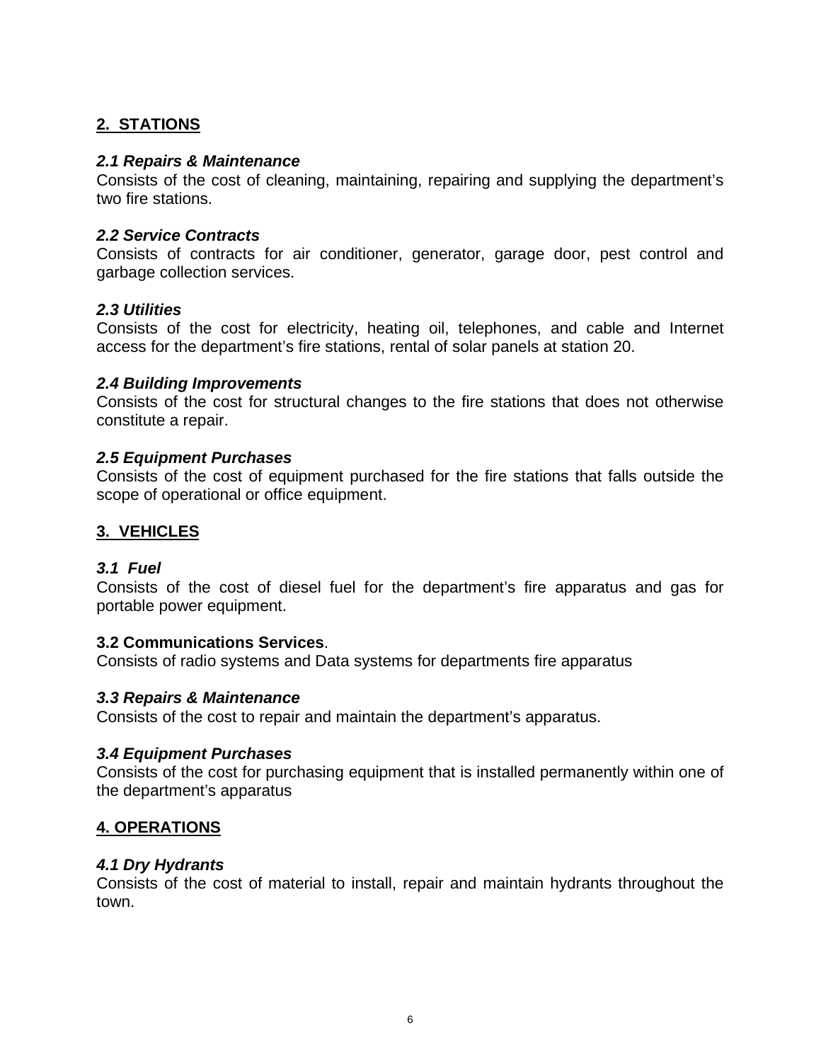## 2. STATIONS

### *2.1 Repairs & Maintenance*

Consists of the cost of cleaning, maintaining, repairing and supplying the department's two fire stations.

### *2.2 Service Contracts*

Consists of contracts for air conditioner, generator, garage door, pest control and garbage collection services.

### *2.3 Utilities*

Consists of the cost for electricity, heating oil, telephones, and cable and Internet access for the department's fire stations, rental of solar panels at station 20.

### *2.4 Building Improvements*

Consists of the cost for structural changes to the fire stations that does not otherwise constitute a repair.

### *2.5 Equipment Purchases*

Consists of the cost of equipment purchased for the fire stations that falls outside the scope of operational or office equipment.

## 3. VEHICLES

### *3.1 Fuel*

Consists of the cost of diesel fuel for the department's fire apparatus and gas for portable power equipment.

### **3.2 Communications Services**.

Consists of radio systems and Data systems for departments fire apparatus

### *3.3 Repairs & Maintenance*

Consists of the cost to repair and maintain the department's apparatus.

### *3.4 Equipment Purchases*

Consists of the cost for purchasing equipment that is installed permanently within one of the department's apparatus

## 4. OPERATIONS

### *4.1 Dry Hydrants*

Consists of the cost of material to install, repair and maintain hydrants throughout the town.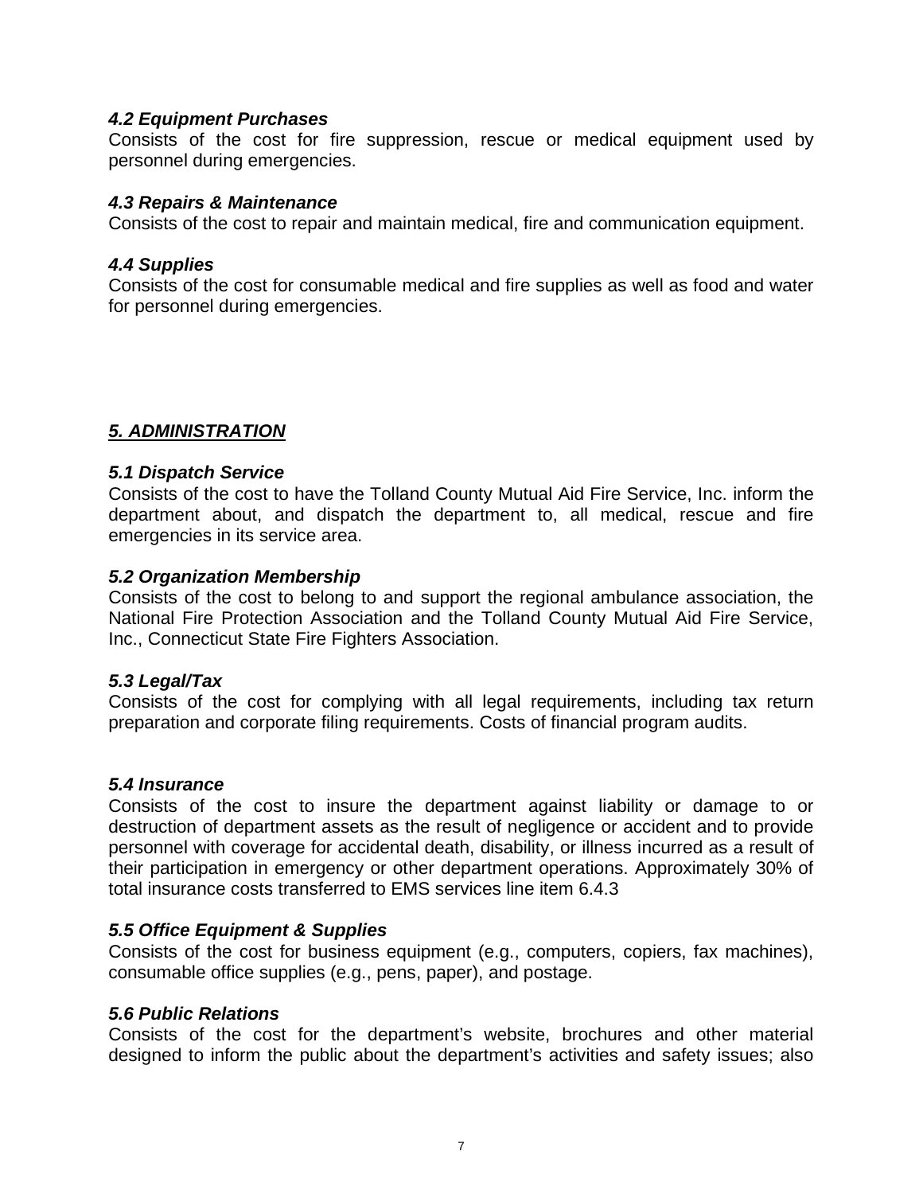### *4.2 Equipment Purchases*

Consists of the cost for fire suppression, rescue or medical equipment used by personnel during emergencies.

### *4.3 Repairs & Maintenance*

Consists of the cost to repair and maintain medical, fire and communication equipment.

### *4.4 Supplies*

Consists of the cost for consumable medical and fire supplies as well as food and water for personnel during emergencies.

## ***5. ADMINISTRATION***

### *5.1 Dispatch Service*

Consists of the cost to have the Tolland County Mutual Aid Fire Service, Inc. inform the department about, and dispatch the department to, all medical, rescue and fire emergencies in its service area.

### *5.2 Organization Membership*

Consists of the cost to belong to and support the regional ambulance association, the National Fire Protection Association and the Tolland County Mutual Aid Fire Service, Inc., Connecticut State Fire Fighters Association.

### *5.3 Legal/Tax*

Consists of the cost for complying with all legal requirements, including tax return preparation and corporate filing requirements. Costs of financial program audits.

### *5.4 Insurance*

Consists of the cost to insure the department against liability or damage to or destruction of department assets as the result of negligence or accident and to provide personnel with coverage for accidental death, disability, or illness incurred as a result of their participation in emergency or other department operations. Approximately 30% of total insurance costs transferred to EMS services line item 6.4.3

### *5.5 Office Equipment & Supplies*

Consists of the cost for business equipment (e.g., computers, copiers, fax machines), consumable office supplies (e.g., pens, paper), and postage.

### *5.6 Public Relations*

Consists of the cost for the department's website, brochures and other material designed to inform the public about the department's activities and safety issues; also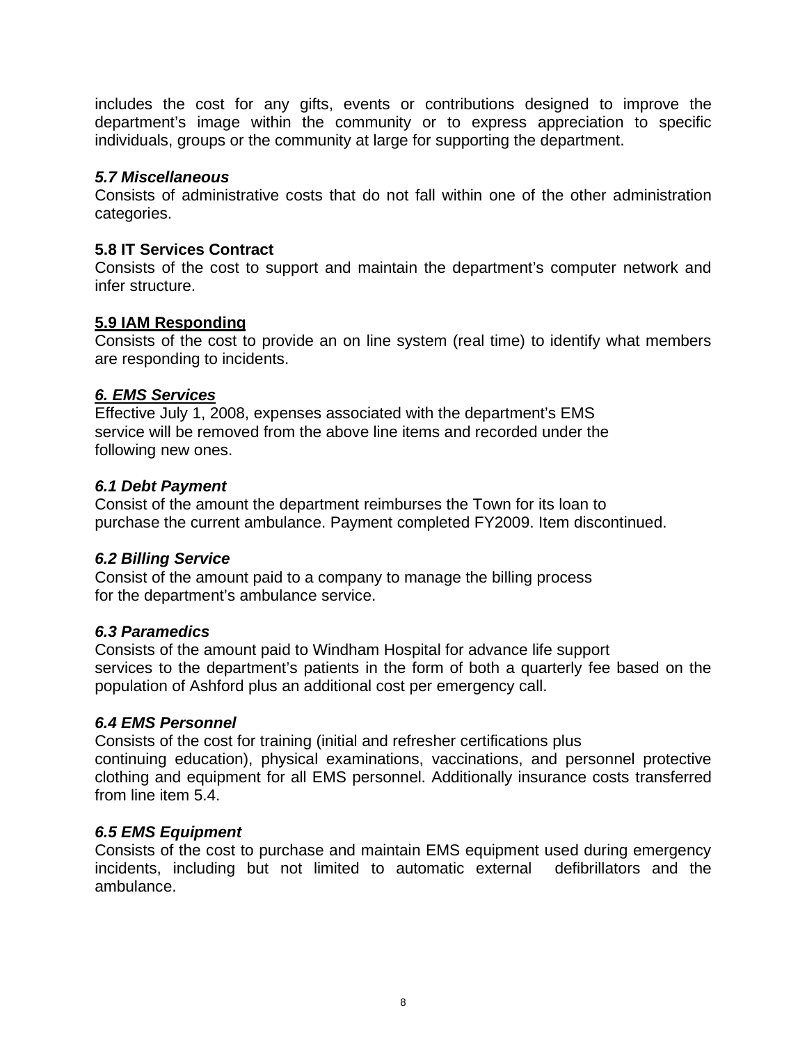includes the cost for any gifts, events or contributions designed to improve the department's image within the community or to express appreciation to specific individuals, groups or the community at large for supporting the department.

***5.7 Miscellaneous***

Consists of administrative costs that do not fall within one of the other administration categories.

**5.8 IT Services Contract**

Consists of the cost to support and maintain the department's computer network and infer structure.

**5.9 IAM Responding**

Consists of the cost to provide an on line system (real time) to identify what members are responding to incidents.

## ***6. EMS Services***

Effective July 1, 2008, expenses associated with the department's EMS service will be removed from the above line items and recorded under the following new ones.

***6.1 Debt Payment***

Consist of the amount the department reimburses the Town for its loan to purchase the current ambulance. Payment completed FY2009. Item discontinued.

***6.2 Billing Service***

Consist of the amount paid to a company to manage the billing process for the department's ambulance service.

***6.3 Paramedics***

Consists of the amount paid to Windham Hospital for advance life support services to the department's patients in the form of both a quarterly fee based on the population of Ashford plus an additional cost per emergency call.

***6.4 EMS Personnel***

Consists of the cost for training (initial and refresher certifications plus continuing education), physical examinations, vaccinations, and personnel protective clothing and equipment for all EMS personnel. Additionally insurance costs transferred from line item 5.4.

***6.5 EMS Equipment***

Consists of the cost to purchase and maintain EMS equipment used during emergency incidents, including but not limited to automatic external defibrillators and the ambulance.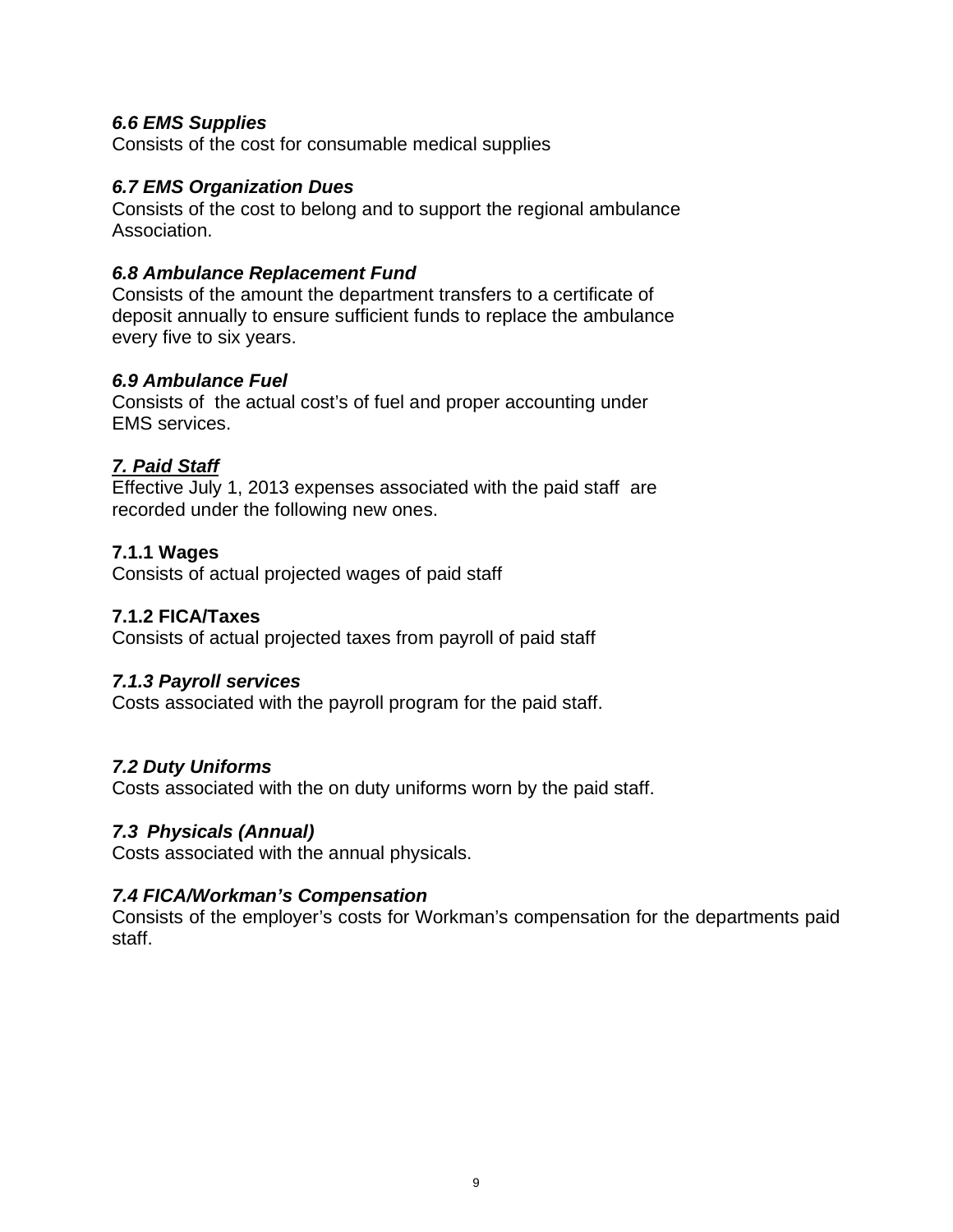### *6.6 EMS Supplies*

Consists of the cost for consumable medical supplies

### *6.7 EMS Organization Dues*

Consists of the cost to belong and to support the regional ambulance Association.

### *6.8 Ambulance Replacement Fund*

Consists of the amount the department transfers to a certificate of deposit annually to ensure sufficient funds to replace the ambulance every five to six years.

### *6.9 Ambulance Fuel*

Consists of the actual cost's of fuel and proper accounting under EMS services.

## ***7. Paid Staff***

Effective July 1, 2013 expenses associated with the paid staff are recorded under the following new ones.

### **7.1.1 Wages**

Consists of actual projected wages of paid staff

### **7.1.2 FICA/Taxes**

Consists of actual projected taxes from payroll of paid staff

### *7.1.3 Payroll services*

Costs associated with the payroll program for the paid staff.

### *7.2 Duty Uniforms*

Costs associated with the on duty uniforms worn by the paid staff.

### *7.3 Physicals (Annual)*

Costs associated with the annual physicals.

### *7.4 FICA/Workman's Compensation*

Consists of the employer's costs for Workman's compensation for the departments paid staff.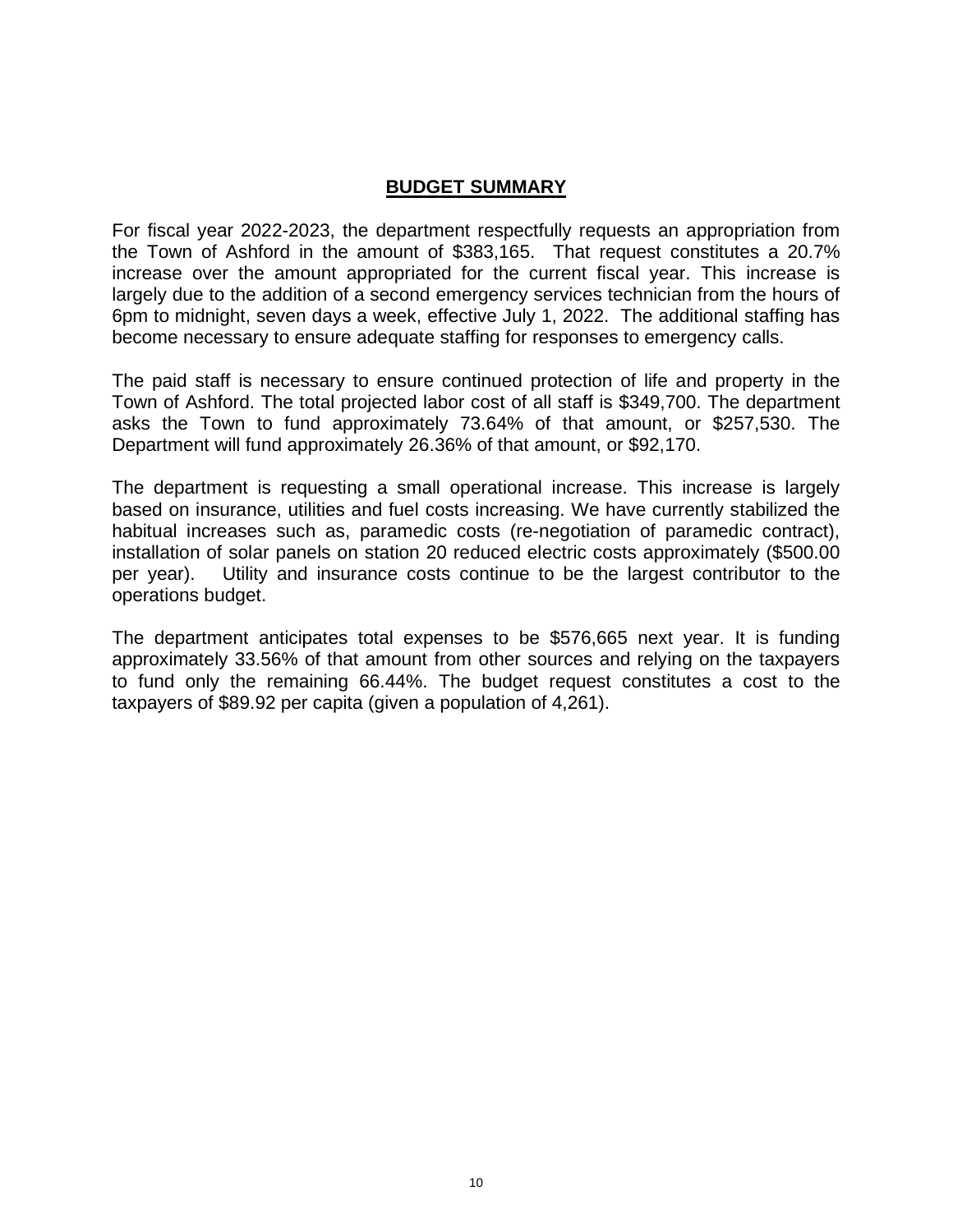## BUDGET SUMMARY

For fiscal year 2022-2023, the department respectfully requests an appropriation from the Town of Ashford in the amount of $383,165. That request constitutes a 20.7% increase over the amount appropriated for the current fiscal year. This increase is largely due to the addition of a second emergency services technician from the hours of 6pm to midnight, seven days a week, effective July 1, 2022. The additional staffing has become necessary to ensure adequate staffing for responses to emergency calls.

The paid staff is necessary to ensure continued protection of life and property in the Town of Ashford. The total projected labor cost of all staff is $349,700. The department asks the Town to fund approximately 73.64% of that amount, or $257,530. The Department will fund approximately 26.36% of that amount, or $92,170.

The department is requesting a small operational increase. This increase is largely based on insurance, utilities and fuel costs increasing. We have currently stabilized the habitual increases such as, paramedic costs (re-negotiation of paramedic contract), installation of solar panels on station 20 reduced electric costs approximately ($500.00 per year). Utility and insurance costs continue to be the largest contributor to the operations budget.

The department anticipates total expenses to be $576,665 next year. It is funding approximately 33.56% of that amount from other sources and relying on the taxpayers to fund only the remaining 66.44%. The budget request constitutes a cost to the taxpayers of $89.92 per capita (given a population of 4,261).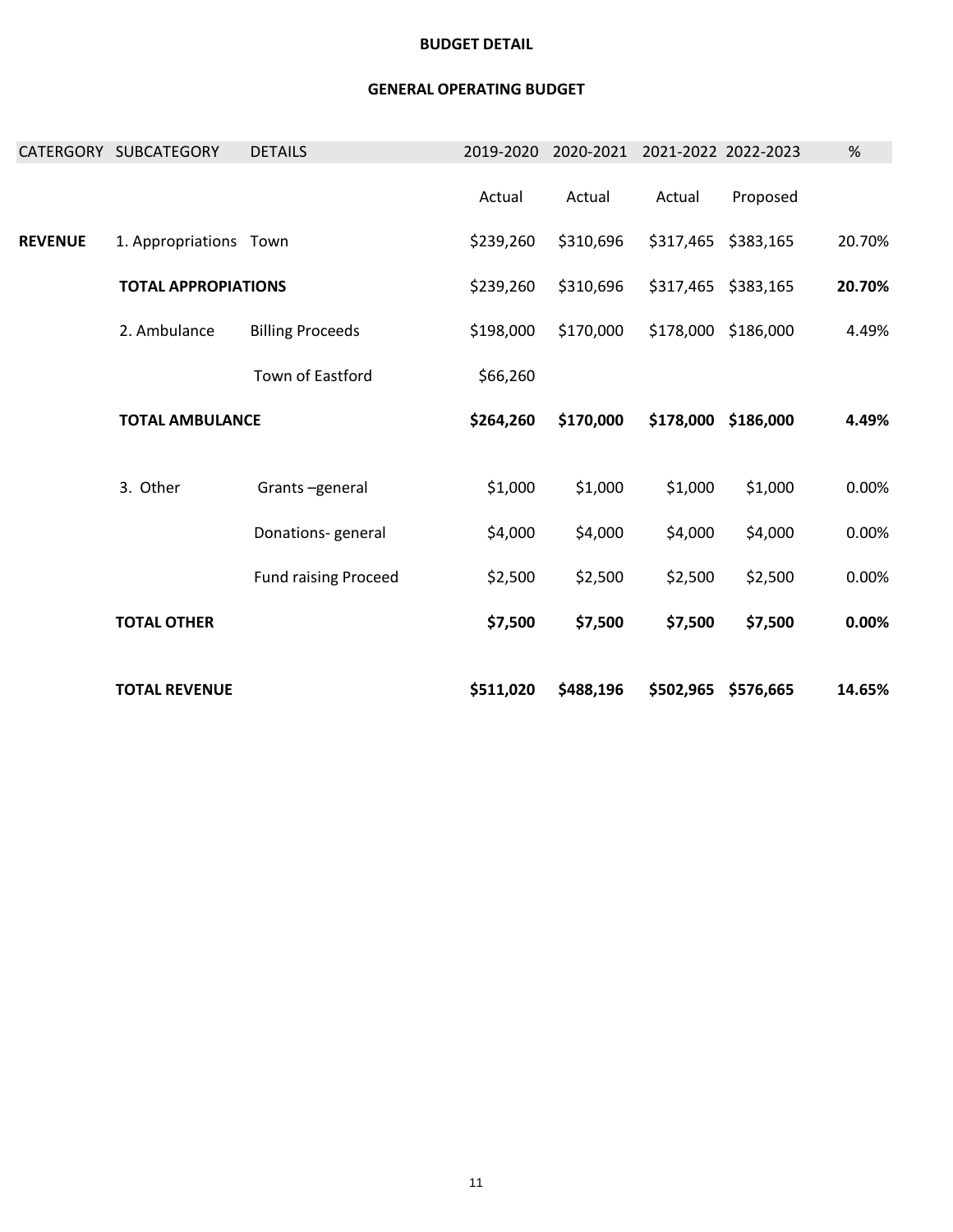**BUDGET DETAIL**

**GENERAL OPERATING BUDGET**

| CATERGORY | SUBCATEGORY | DETAILS | 2019-2020 | 2020-2021 | 2021-2022 | 2022-2023 | % |
|---|---|---|---|---|---|---|---|
| | | | Actual | Actual | Actual | Proposed | |
| **REVENUE** | 1. Appropriations | Town | $239,260 | $310,696 | $317,465 | $383,165 | 20.70% |
| | **TOTAL APPROPIATIONS** | | $239,260 | $310,696 | $317,465 | $383,165 | **20.70%** |
| | 2. Ambulance | Billing Proceeds | $198,000 | $170,000 | $178,000 | $186,000 | 4.49% |
| | | Town of Eastford | $66,260 | | | | |
| | **TOTAL AMBULANCE** | | **$264,260** | **$170,000** | **$178,000** | **$186,000** | **4.49%** |
| | 3. Other | Grants –general | $1,000 | $1,000 | $1,000 | $1,000 | 0.00% |
| | | Donations- general | $4,000 | $4,000 | $4,000 | $4,000 | 0.00% |
| | | Fund raising Proceed | $2,500 | $2,500 | $2,500 | $2,500 | 0.00% |
| | **TOTAL OTHER** | | **$7,500** | **$7,500** | **$7,500** | **$7,500** | **0.00%** |
| | **TOTAL REVENUE** | | **$511,020** | **$488,196** | **$502,965** | **$576,665** | **14.65%** |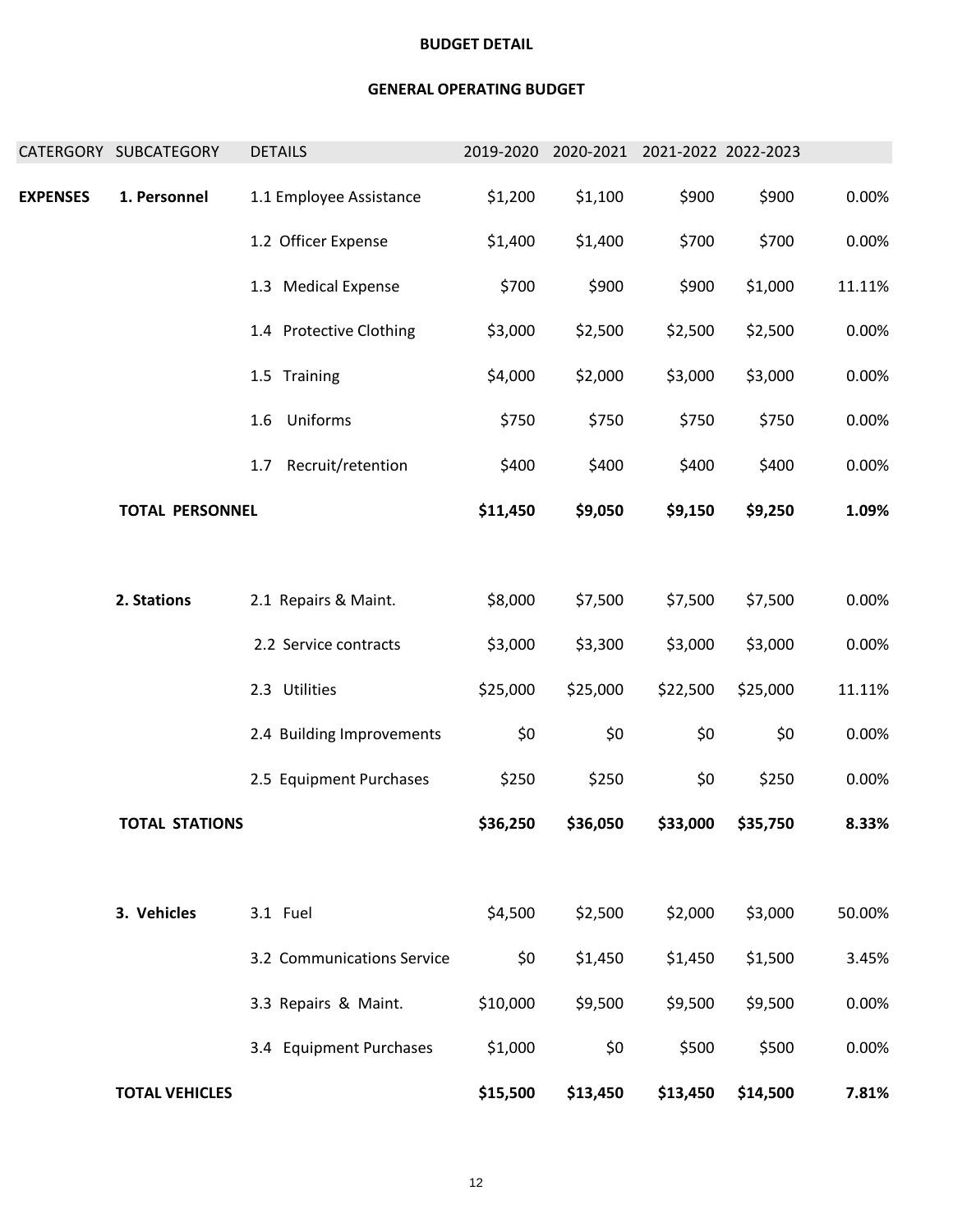**BUDGET DETAIL**

**GENERAL OPERATING BUDGET**

| CATERGORY | SUBCATEGORY | DETAILS | 2019-2020 | 2020-2021 | 2021-2022 | 2022-2023 | |
|---|---|---|---|---|---|---|---|
| **EXPENSES** | **1. Personnel** | 1.1 Employee Assistance | $1,200 | $1,100 | $900 | $900 | 0.00% |
| | | 1.2 Officer Expense | $1,400 | $1,400 | $700 | $700 | 0.00% |
| | | 1.3 Medical Expense | $700 | $900 | $900 | $1,000 | 11.11% |
| | | 1.4 Protective Clothing | $3,000 | $2,500 | $2,500 | $2,500 | 0.00% |
| | | 1.5 Training | $4,000 | $2,000 | $3,000 | $3,000 | 0.00% |
| | | 1.6 Uniforms | $750 | $750 | $750 | $750 | 0.00% |
| | | 1.7 Recruit/retention | $400 | $400 | $400 | $400 | 0.00% |
| | **TOTAL PERSONNEL** | | **$11,450** | **$9,050** | **$9,150** | **$9,250** | **1.09%** |
| | **2. Stations** | 2.1 Repairs & Maint. | $8,000 | $7,500 | $7,500 | $7,500 | 0.00% |
| | | 2.2 Service contracts | $3,000 | $3,300 | $3,000 | $3,000 | 0.00% |
| | | 2.3 Utilities | $25,000 | $25,000 | $22,500 | $25,000 | 11.11% |
| | | 2.4 Building Improvements | $0 | $0 | $0 | $0 | 0.00% |
| | | 2.5 Equipment Purchases | $250 | $250 | $0 | $250 | 0.00% |
| | **TOTAL STATIONS** | | **$36,250** | **$36,050** | **$33,000** | **$35,750** | **8.33%** |
| | **3. Vehicles** | 3.1 Fuel | $4,500 | $2,500 | $2,000 | $3,000 | 50.00% |
| | | 3.2 Communications Service | $0 | $1,450 | $1,450 | $1,500 | 3.45% |
| | | 3.3 Repairs & Maint. | $10,000 | $9,500 | $9,500 | $9,500 | 0.00% |
| | | 3.4 Equipment Purchases | $1,000 | $0 | $500 | $500 | 0.00% |
| | **TOTAL VEHICLES** | | **$15,500** | **$13,450** | **$13,450** | **$14,500** | **7.81%** |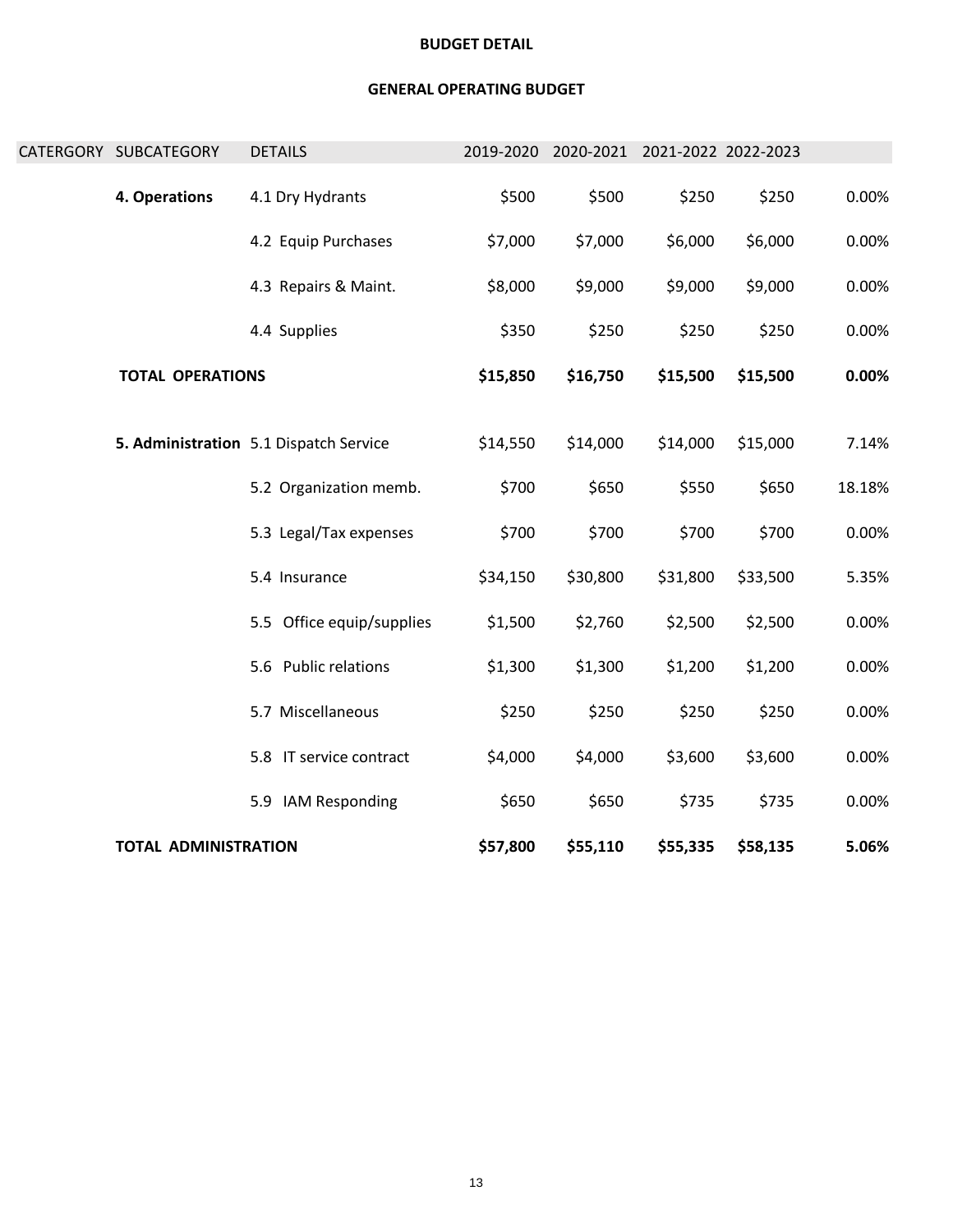**BUDGET DETAIL**

**GENERAL OPERATING BUDGET**

| CATERGORY | SUBCATEGORY | DETAILS | 2019-2020 | 2020-2021 | 2021-2022 | 2022-2023 | |
|---|---|---|---|---|---|---|---|
| | **4. Operations** | 4.1 Dry Hydrants | $500 | $500 | $250 | $250 | 0.00% |
| | | 4.2 Equip Purchases | $7,000 | $7,000 | $6,000 | $6,000 | 0.00% |
| | | 4.3 Repairs & Maint. | $8,000 | $9,000 | $9,000 | $9,000 | 0.00% |
| | | 4.4 Supplies | $350 | $250 | $250 | $250 | 0.00% |
| | **TOTAL OPERATIONS** | | **$15,850** | **$16,750** | **$15,500** | **$15,500** | **0.00%** |
| | **5. Administration** | 5.1 Dispatch Service | $14,550 | $14,000 | $14,000 | $15,000 | 7.14% |
| | | 5.2 Organization memb. | $700 | $650 | $550 | $650 | 18.18% |
| | | 5.3 Legal/Tax expenses | $700 | $700 | $700 | $700 | 0.00% |
| | | 5.4 Insurance | $34,150 | $30,800 | $31,800 | $33,500 | 5.35% |
| | | 5.5 Office equip/supplies | $1,500 | $2,760 | $2,500 | $2,500 | 0.00% |
| | | 5.6 Public relations | $1,300 | $1,300 | $1,200 | $1,200 | 0.00% |
| | | 5.7 Miscellaneous | $250 | $250 | $250 | $250 | 0.00% |
| | | 5.8 IT service contract | $4,000 | $4,000 | $3,600 | $3,600 | 0.00% |
| | | 5.9 IAM Responding | $650 | $650 | $735 | $735 | 0.00% |
| | **TOTAL ADMINISTRATION** | | **$57,800** | **$55,110** | **$55,335** | **$58,135** | **5.06%** |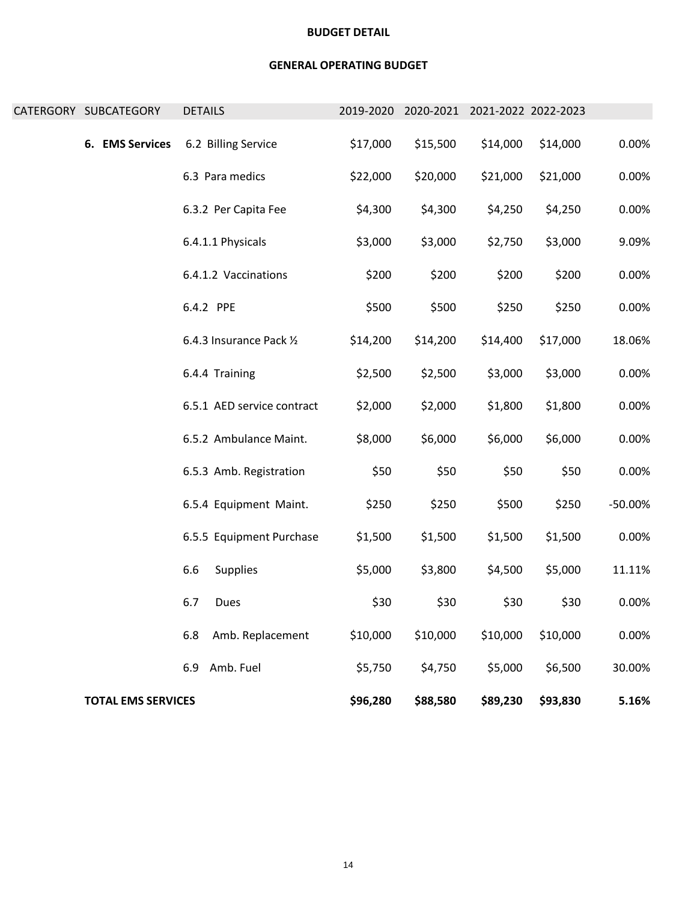**BUDGET DETAIL**

**GENERAL OPERATING BUDGET**

| CATERGORY | SUBCATEGORY | DETAILS | 2019-2020 | 2020-2021 | 2021-2022 | 2022-2023 | |
|---|---|---|---|---|---|---|---|
| | **6. EMS Services** | 6.2 Billing Service | $17,000 | $15,500 | $14,000 | $14,000 | 0.00% |
| | | 6.3 Para medics | $22,000 | $20,000 | $21,000 | $21,000 | 0.00% |
| | | 6.3.2 Per Capita Fee | $4,300 | $4,300 | $4,250 | $4,250 | 0.00% |
| | | 6.4.1.1 Physicals | $3,000 | $3,000 | $2,750 | $3,000 | 9.09% |
| | | 6.4.1.2 Vaccinations | $200 | $200 | $200 | $200 | 0.00% |
| | | 6.4.2 PPE | $500 | $500 | $250 | $250 | 0.00% |
| | | 6.4.3 Insurance Pack ½ | $14,200 | $14,200 | $14,400 | $17,000 | 18.06% |
| | | 6.4.4 Training | $2,500 | $2,500 | $3,000 | $3,000 | 0.00% |
| | | 6.5.1 AED service contract | $2,000 | $2,000 | $1,800 | $1,800 | 0.00% |
| | | 6.5.2 Ambulance Maint. | $8,000 | $6,000 | $6,000 | $6,000 | 0.00% |
| | | 6.5.3 Amb. Registration | $50 | $50 | $50 | $50 | 0.00% |
| | | 6.5.4 Equipment Maint. | $250 | $250 | $500 | $250 | -50.00% |
| | | 6.5.5 Equipment Purchase | $1,500 | $1,500 | $1,500 | $1,500 | 0.00% |
| | | 6.6 Supplies | $5,000 | $3,800 | $4,500 | $5,000 | 11.11% |
| | | 6.7 Dues | $30 | $30 | $30 | $30 | 0.00% |
| | | 6.8 Amb. Replacement | $10,000 | $10,000 | $10,000 | $10,000 | 0.00% |
| | | 6.9 Amb. Fuel | $5,750 | $4,750 | $5,000 | $6,500 | 30.00% |
| | **TOTAL EMS SERVICES** | | **$96,280** | **$88,580** | **$89,230** | **$93,830** | **5.16%** |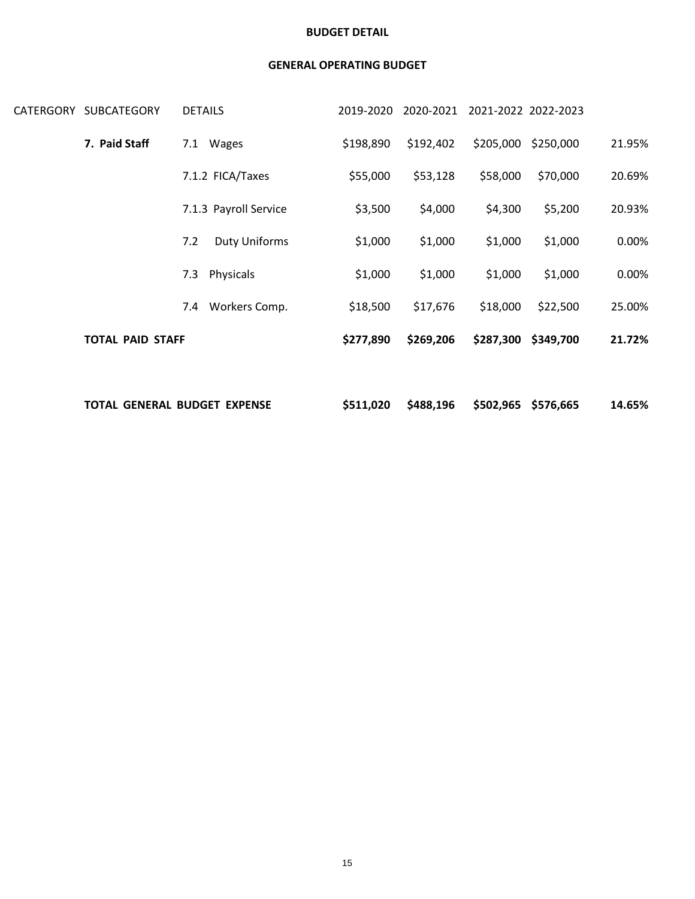**BUDGET DETAIL**

**GENERAL OPERATING BUDGET**

| CATERGORY | SUBCATEGORY | DETAILS | 2019-2020 | 2020-2021 | 2021-2022 | 2022-2023 | |
|---|---|---|---|---|---|---|---|
| | **7. Paid Staff** | 7.1 Wages | $198,890 | $192,402 | $205,000 | $250,000 | 21.95% |
| | | 7.1.2 FICA/Taxes | $55,000 | $53,128 | $58,000 | $70,000 | 20.69% |
| | | 7.1.3 Payroll Service | $3,500 | $4,000 | $4,300 | $5,200 | 20.93% |
| | | 7.2 Duty Uniforms | $1,000 | $1,000 | $1,000 | $1,000 | 0.00% |
| | | 7.3 Physicals | $1,000 | $1,000 | $1,000 | $1,000 | 0.00% |
| | | 7.4 Workers Comp. | $18,500 | $17,676 | $18,000 | $22,500 | 25.00% |
| | **TOTAL PAID STAFF** | | **$277,890** | **$269,206** | **$287,300** | **$349,700** | **21.72%** |
| | | | | | | | |
| | **TOTAL GENERAL BUDGET EXPENSE** | | **$511,020** | **$488,196** | **$502,965** | **$576,665** | **14.65%** |